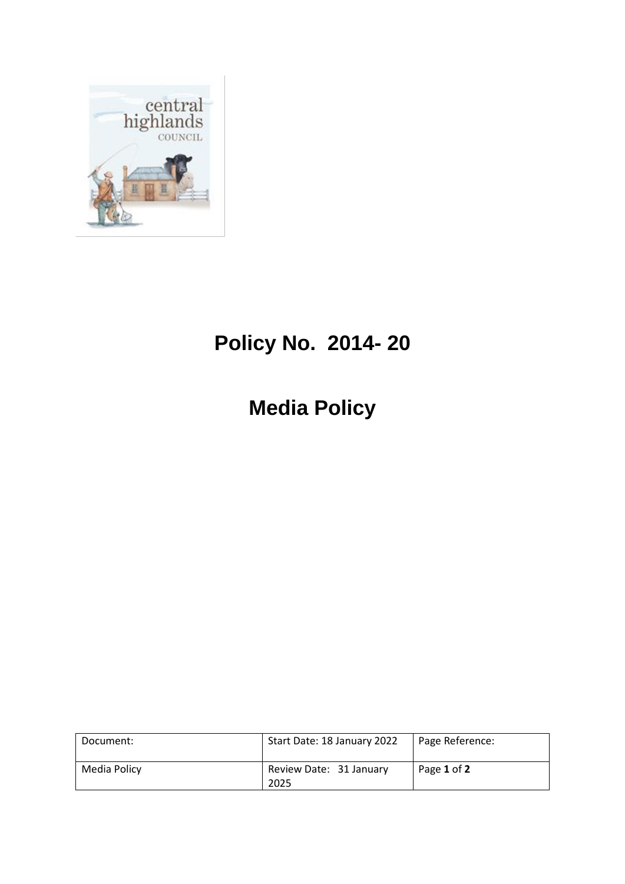# Policy No. 2014- 20

# Media Policy

| Document: | Start Date: 18 January 2022 | Page Reference: |
| --- | --- | --- |
| Media Policy | Review Date: 31 January 2025 | Page **1** of **2** |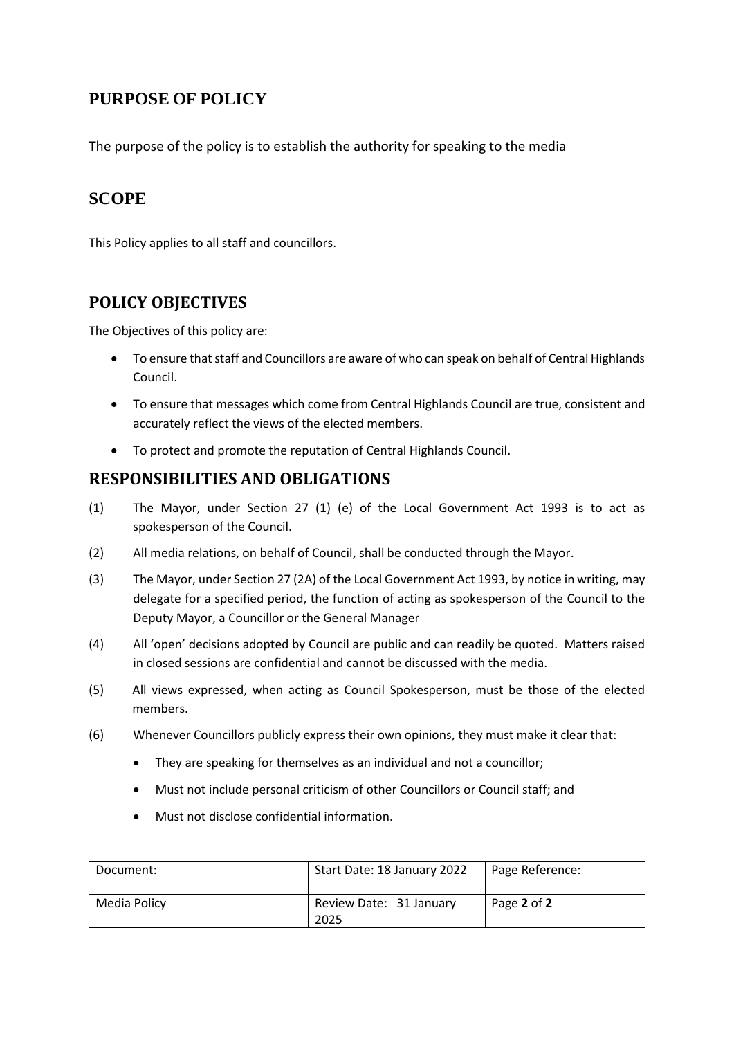## PURPOSE OF POLICY

The purpose of the policy is to establish the authority for speaking to the media

## SCOPE

This Policy applies to all staff and councillors.

## POLICY OBJECTIVES

The Objectives of this policy are:

- To ensure that staff and Councillors are aware of who can speak on behalf of Central Highlands Council.
- To ensure that messages which come from Central Highlands Council are true, consistent and accurately reflect the views of the elected members.
- To protect and promote the reputation of Central Highlands Council.

## RESPONSIBILITIES AND OBLIGATIONS

(1) The Mayor, under Section 27 (1) (e) of the Local Government Act 1993 is to act as spokesperson of the Council.

(2) All media relations, on behalf of Council, shall be conducted through the Mayor.

(3) The Mayor, under Section 27 (2A) of the Local Government Act 1993, by notice in writing, may delegate for a specified period, the function of acting as spokesperson of the Council to the Deputy Mayor, a Councillor or the General Manager

(4) All 'open' decisions adopted by Council are public and can readily be quoted. Matters raised in closed sessions are confidential and cannot be discussed with the media.

(5) All views expressed, when acting as Council Spokesperson, must be those of the elected members.

(6) Whenever Councillors publicly express their own opinions, they must make it clear that:

- They are speaking for themselves as an individual and not a councillor;
- Must not include personal criticism of other Councillors or Council staff; and
- Must not disclose confidential information.